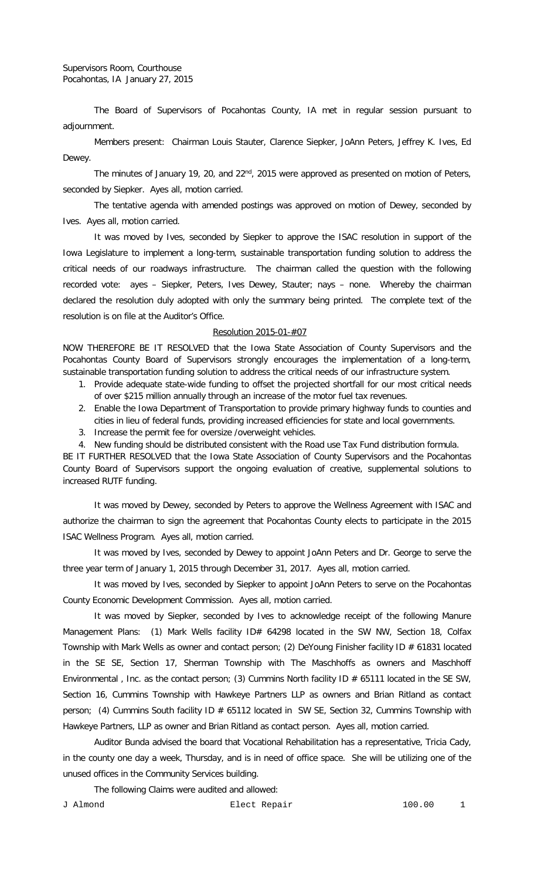Supervisors Room, Courthouse
Pocahontas, IA January 27, 2015

The Board of Supervisors of Pocahontas County, IA met in regular session pursuant to adjournment.

Members present: Chairman Louis Stauter, Clarence Siepker, JoAnn Peters, Jeffrey K. Ives, Ed Dewey.

The minutes of January 19, 20, and 22nd, 2015 were approved as presented on motion of Peters, seconded by Siepker. Ayes all, motion carried.

The tentative agenda with amended postings was approved on motion of Dewey, seconded by Ives. Ayes all, motion carried.

It was moved by Ives, seconded by Siepker to approve the ISAC resolution in support of the Iowa Legislature to implement a long-term, sustainable transportation funding solution to address the critical needs of our roadways infrastructure. The chairman called the question with the following recorded vote: ayes – Siepker, Peters, Ives Dewey, Stauter; nays – none. Whereby the chairman declared the resolution duly adopted with only the summary being printed. The complete text of the resolution is on file at the Auditor's Office.

Resolution 2015-01-#07

NOW THEREFORE BE IT RESOLVED that the Iowa State Association of County Supervisors and the Pocahontas County Board of Supervisors strongly encourages the implementation of a long-term, sustainable transportation funding solution to address the critical needs of our infrastructure system.

1. Provide adequate state-wide funding to offset the projected shortfall for our most critical needs of over $215 million annually through an increase of the motor fuel tax revenues.
2. Enable the Iowa Department of Transportation to provide primary highway funds to counties and cities in lieu of federal funds, providing increased efficiencies for state and local governments.
3. Increase the permit fee for oversize /overweight vehicles.
4. New funding should be distributed consistent with the Road use Tax Fund distribution formula.

BE IT FURTHER RESOLVED that the Iowa State Association of County Supervisors and the Pocahontas County Board of Supervisors support the ongoing evaluation of creative, supplemental solutions to increased RUTF funding.

It was moved by Dewey, seconded by Peters to approve the Wellness Agreement with ISAC and authorize the chairman to sign the agreement that Pocahontas County elects to participate in the 2015 ISAC Wellness Program. Ayes all, motion carried.

It was moved by Ives, seconded by Dewey to appoint JoAnn Peters and Dr. George to serve the three year term of January 1, 2015 through December 31, 2017. Ayes all, motion carried.

It was moved by Ives, seconded by Siepker to appoint JoAnn Peters to serve on the Pocahontas County Economic Development Commission. Ayes all, motion carried.

It was moved by Siepker, seconded by Ives to acknowledge receipt of the following Manure Management Plans: (1) Mark Wells facility ID# 64298 located in the SW NW, Section 18, Colfax Township with Mark Wells as owner and contact person; (2) DeYoung Finisher facility ID # 61831 located in the SE SE, Section 17, Sherman Township with The Maschhoffs as owners and Maschhoff Environmental , Inc. as the contact person; (3) Cummins North facility ID # 65111 located in the SE SW, Section 16, Cummins Township with Hawkeye Partners LLP as owners and Brian Ritland as contact person; (4) Cummins South facility ID # 65112 located in SW SE, Section 32, Cummins Township with Hawkeye Partners, LLP as owner and Brian Ritland as contact person. Ayes all, motion carried.

Auditor Bunda advised the board that Vocational Rehabilitation has a representative, Tricia Cady, in the county one day a week, Thursday, and is in need of office space. She will be utilizing one of the unused offices in the Community Services building.

The following Claims were audited and allowed:

```
J Almond                    Elect Repair                  100.00     1
```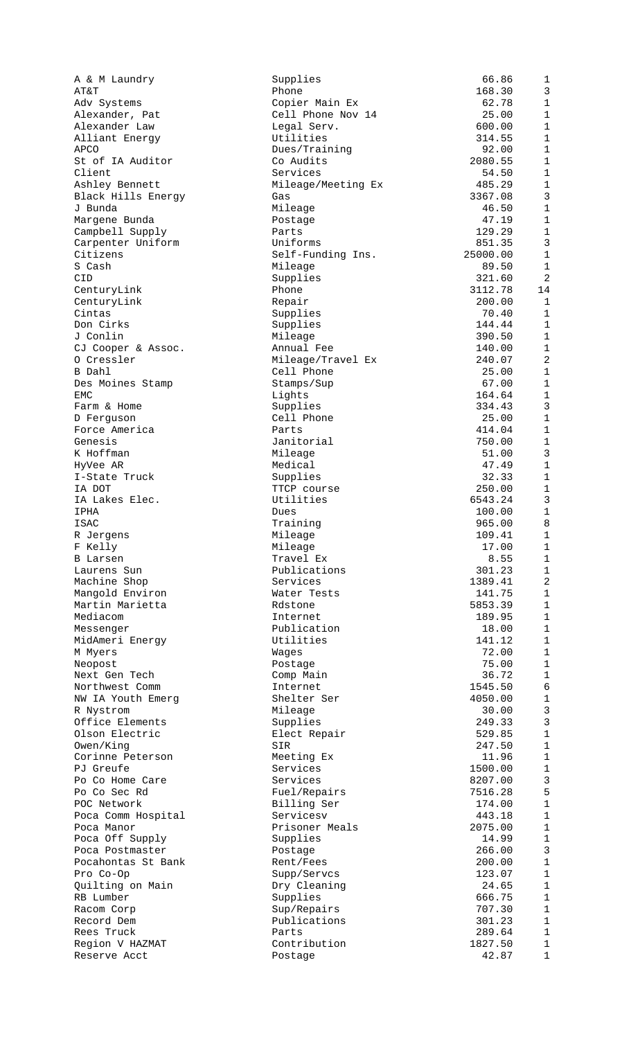| | | | |
|---|---|---|---|
| A & M Laundry | Supplies | 66.86 | 1 |
| AT&T | Phone | 168.30 | 3 |
| Adv Systems | Copier Main Ex | 62.78 | 1 |
| Alexander, Pat | Cell Phone Nov 14 | 25.00 | 1 |
| Alexander Law | Legal Serv. | 600.00 | 1 |
| Alliant Energy | Utilities | 314.55 | 1 |
| APCO | Dues/Training | 92.00 | 1 |
| St of IA Auditor | Co Audits | 2080.55 | 1 |
| Client | Services | 54.50 | 1 |
| Ashley Bennett | Mileage/Meeting Ex | 485.29 | 1 |
| Black Hills Energy | Gas | 3367.08 | 3 |
| J Bunda | Mileage | 46.50 | 1 |
| Margene Bunda | Postage | 47.19 | 1 |
| Campbell Supply | Parts | 129.29 | 1 |
| Carpenter Uniform | Uniforms | 851.35 | 3 |
| Citizens | Self-Funding Ins. | 25000.00 | 1 |
| S Cash | Mileage | 89.50 | 1 |
| CID | Supplies | 321.60 | 2 |
| CenturyLink | Phone | 3112.78 | 14 |
| CenturyLink | Repair | 200.00 | 1 |
| Cintas | Supplies | 70.40 | 1 |
| Don Cirks | Supplies | 144.44 | 1 |
| J Conlin | Mileage | 390.50 | 1 |
| CJ Cooper & Assoc. | Annual Fee | 140.00 | 1 |
| O Cressler | Mileage/Travel Ex | 240.07 | 2 |
| B Dahl | Cell Phone | 25.00 | 1 |
| Des Moines Stamp | Stamps/Sup | 67.00 | 1 |
| EMC | Lights | 164.64 | 1 |
| Farm & Home | Supplies | 334.43 | 3 |
| D Ferguson | Cell Phone | 25.00 | 1 |
| Force America | Parts | 414.04 | 1 |
| Genesis | Janitorial | 750.00 | 1 |
| K Hoffman | Mileage | 51.00 | 3 |
| HyVee AR | Medical | 47.49 | 1 |
| I-State Truck | Supplies | 32.33 | 1 |
| IA DOT | TTCP course | 250.00 | 1 |
| IA Lakes Elec. | Utilities | 6543.24 | 3 |
| IPHA | Dues | 100.00 | 1 |
| ISAC | Training | 965.00 | 8 |
| R Jergens | Mileage | 109.41 | 1 |
| F Kelly | Mileage | 17.00 | 1 |
| B Larsen | Travel Ex | 8.55 | 1 |
| Laurens Sun | Publications | 301.23 | 1 |
| Machine Shop | Services | 1389.41 | 2 |
| Mangold Environ | Water Tests | 141.75 | 1 |
| Martin Marietta | Rdstone | 5853.39 | 1 |
| Mediacom | Internet | 189.95 | 1 |
| Messenger | Publication | 18.00 | 1 |
| MidAmeri Energy | Utilities | 141.12 | 1 |
| M Myers | Wages | 72.00 | 1 |
| Neopost | Postage | 75.00 | 1 |
| Next Gen Tech | Comp Main | 36.72 | 1 |
| Northwest Comm | Internet | 1545.50 | 6 |
| NW IA Youth Emerg | Shelter Ser | 4050.00 | 1 |
| R Nystrom | Mileage | 30.00 | 3 |
| Office Elements | Supplies | 249.33 | 3 |
| Olson Electric | Elect Repair | 529.85 | 1 |
| Owen/King | SIR | 247.50 | 1 |
| Corinne Peterson | Meeting Ex | 11.96 | 1 |
| PJ Greufe | Services | 1500.00 | 1 |
| Po Co Home Care | Services | 8207.00 | 3 |
| Po Co Sec Rd | Fuel/Repairs | 7516.28 | 5 |
| POC Network | Billing Ser | 174.00 | 1 |
| Poca Comm Hospital | Servicesv | 443.18 | 1 |
| Poca Manor | Prisoner Meals | 2075.00 | 1 |
| Poca Off Supply | Supplies | 14.99 | 1 |
| Poca Postmaster | Postage | 266.00 | 3 |
| Pocahontas St Bank | Rent/Fees | 200.00 | 1 |
| Pro Co-Op | Supp/Servcs | 123.07 | 1 |
| Quilting on Main | Dry Cleaning | 24.65 | 1 |
| RB Lumber | Supplies | 666.75 | 1 |
| Racom Corp | Sup/Repairs | 707.30 | 1 |
| Record Dem | Publications | 301.23 | 1 |
| Rees Truck | Parts | 289.64 | 1 |
| Region V HAZMAT | Contribution | 1827.50 | 1 |
| Reserve Acct | Postage | 42.87 | 1 |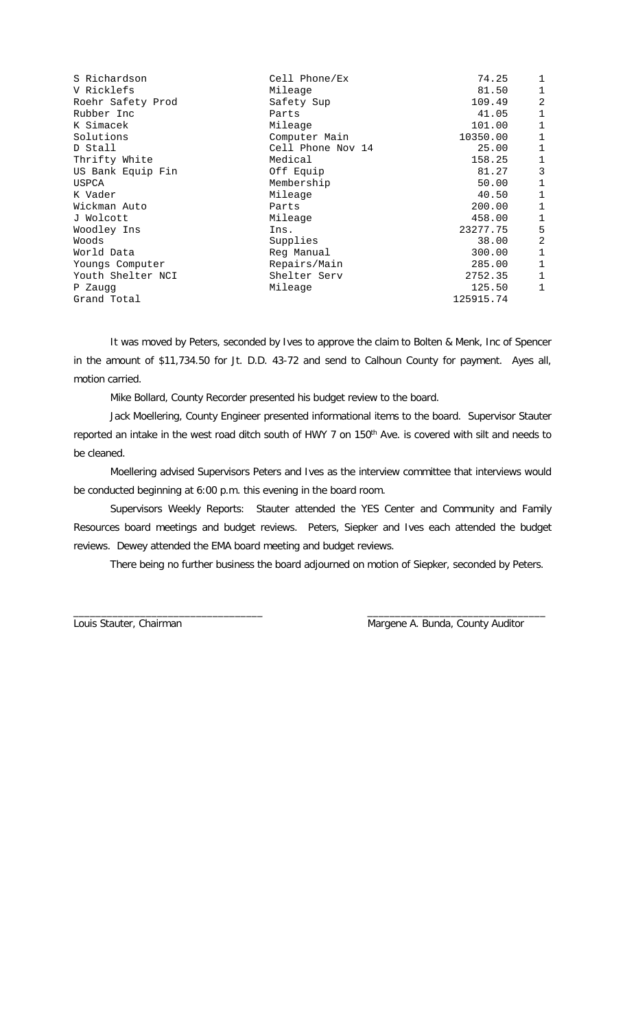| | | | |
|---|---|---|---|
| S Richardson | Cell Phone/Ex | 74.25 | 1 |
| V Ricklefs | Mileage | 81.50 | 1 |
| Roehr Safety Prod | Safety Sup | 109.49 | 2 |
| Rubber Inc | Parts | 41.05 | 1 |
| K Simacek | Mileage | 101.00 | 1 |
| Solutions | Computer Main | 10350.00 | 1 |
| D Stall | Cell Phone Nov 14 | 25.00 | 1 |
| Thrifty White | Medical | 158.25 | 1 |
| US Bank Equip Fin | Off Equip | 81.27 | 3 |
| USPCA | Membership | 50.00 | 1 |
| K Vader | Mileage | 40.50 | 1 |
| Wickman Auto | Parts | 200.00 | 1 |
| J Wolcott | Mileage | 458.00 | 1 |
| Woodley Ins | Ins. | 23277.75 | 5 |
| Woods | Supplies | 38.00 | 2 |
| World Data | Reg Manual | 300.00 | 1 |
| Youngs Computer | Repairs/Main | 285.00 | 1 |
| Youth Shelter NCI | Shelter Serv | 2752.35 | 1 |
| P Zaugg | Mileage | 125.50 | 1 |
| Grand Total | | 125915.74 | |

It was moved by Peters, seconded by Ives to approve the claim to Bolten & Menk, Inc of Spencer in the amount of $11,734.50 for Jt. D.D. 43-72 and send to Calhoun County for payment. Ayes all, motion carried.

Mike Bollard, County Recorder presented his budget review to the board.

Jack Moellering, County Engineer presented informational items to the board. Supervisor Stauter reported an intake in the west road ditch south of HWY 7 on 150th Ave. is covered with silt and needs to be cleaned.

Moellering advised Supervisors Peters and Ives as the interview committee that interviews would be conducted beginning at 6:00 p.m. this evening in the board room.

Supervisors Weekly Reports: Stauter attended the YES Center and Community and Family Resources board meetings and budget reviews. Peters, Siepker and Ives each attended the budget reviews. Dewey attended the EMA board meeting and budget reviews.

There being no further business the board adjourned on motion of Siepker, seconded by Peters.

_______________________________ _______________________________

Louis Stauter, Chairman Margene A. Bunda, County Auditor